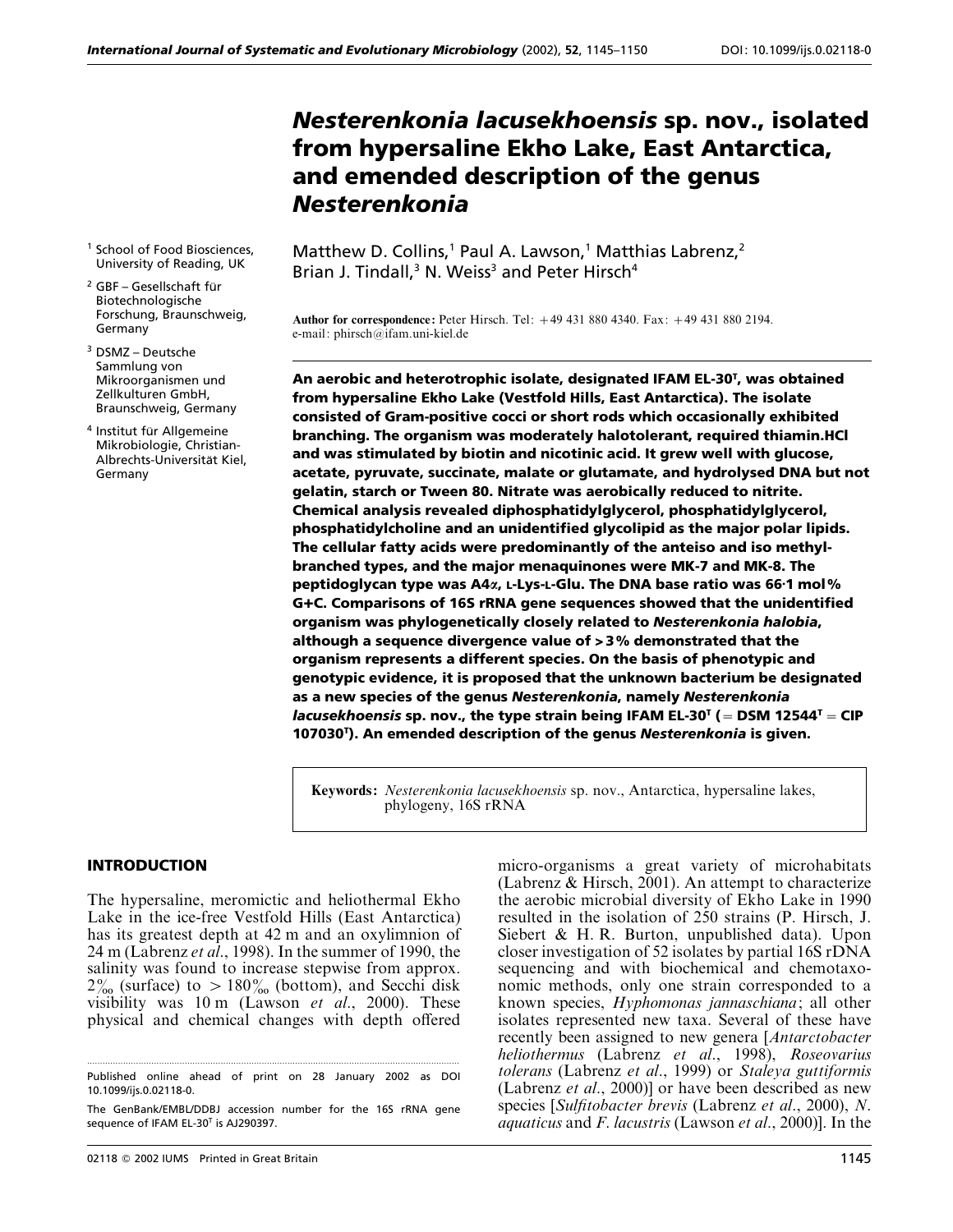# *Nesterenkonia lacusekhoensis* sp. nov., isolated from hypersaline Ekho Lake, East Antarctica, and emended description of the genus *Nesterenkonia*

Matthew D. Collins,[1] Paul A. Lawson,[1] Matthias Labrenz,[2] Brian J. Tindall,[3] N. Weiss[3] and Peter Hirsch[4]

[1] School of Food Biosciences, University of Reading, UK

[2] GBF – Gesellschaft für Biotechnologische Forschung, Braunschweig, Germany

[3] DSMZ – Deutsche Sammlung von Mikroorganismen und Zellkulturen GmbH, Braunschweig, Germany

[4] Institut für Allgemeine Mikrobiologie, Christian-Albrechts-Universität Kiel, Germany

**Author for correspondence:** Peter Hirsch. Tel: +49 431 880 4340. Fax: +49 431 880 2194. e-mail: phirsch@ifam.uni-kiel.de

**An aerobic and heterotrophic isolate, designated IFAM EL-30[T], was obtained from hypersaline Ekho Lake (Vestfold Hills, East Antarctica). The isolate consisted of Gram-positive cocci or short rods which occasionally exhibited branching. The organism was moderately halotolerant, required thiamin.HCl and was stimulated by biotin and nicotinic acid. It grew well with glucose, acetate, pyruvate, succinate, malate or glutamate, and hydrolysed DNA but not gelatin, starch or Tween 80. Nitrate was aerobically reduced to nitrite. Chemical analysis revealed diphosphatidylglycerol, phosphatidylglycerol, phosphatidylcholine and an unidentified glycolipid as the major polar lipids. The cellular fatty acids were predominantly of the anteiso and iso methyl-branched types, and the major menaquinones were MK-7 and MK-8. The peptidoglycan type was A4α, L-Lys-L-Glu. The DNA base ratio was 66·1 mol% G+C. Comparisons of 16S rRNA gene sequences showed that the unidentified organism was phylogenetically closely related to *Nesterenkonia halobia*, although a sequence divergence value of >3% demonstrated that the organism represents a different species. On the basis of phenotypic and genotypic evidence, it is proposed that the unknown bacterium be designated as a new species of the genus *Nesterenkonia*, namely *Nesterenkonia lacusekhoensis* sp. nov., the type strain being IFAM EL-30[T] (= DSM 12544[T] = CIP 107030[T]). An emended description of the genus *Nesterenkonia* is given.**

**Keywords:** *Nesterenkonia lacusekhoensis* sp. nov., Antarctica, hypersaline lakes, phylogeny, 16S rRNA

## INTRODUCTION

The hypersaline, meromictic and heliothermal Ekho Lake in the ice-free Vestfold Hills (East Antarctica) has its greatest depth at 42 m and an oxylimnion of 24 m (Labrenz *et al.*, 1998). In the summer of 1990, the salinity was found to increase stepwise from approx. 2‰ (surface) to > 180‰ (bottom), and Secchi disk visibility was 10 m (Lawson *et al.*, 2000). These physical and chemical changes with depth offered micro-organisms a great variety of microhabitats (Labrenz & Hirsch, 2001). An attempt to characterize the aerobic microbial diversity of Ekho Lake in 1990 resulted in the isolation of 250 strains (P. Hirsch, J. Siebert & H. R. Burton, unpublished data). Upon closer investigation of 52 isolates by partial 16S rDNA sequencing and with biochemical and chemotaxonomic methods, only one strain corresponded to a known species, *Hyphomonas jannaschiana*; all other isolates represented new taxa. Several of these have recently been assigned to new genera [*Antarctobacter heliothermus* (Labrenz *et al.*, 1998), *Roseovarius tolerans* (Labrenz *et al.*, 1999) or *Staleya guttiformis* (Labrenz *et al.*, 2000)] or have been described as new species [*Sulfitobacter brevis* (Labrenz *et al.*, 2000), *N. aquaticus* and *F. lacustris* (Lawson *et al.*, 2000)]. In the

Published online ahead of print on 28 January 2002 as DOI 10.1099/ijs.0.02118-0.

The GenBank/EMBL/DDBJ accession number for the 16S rRNA gene sequence of IFAM EL-30[T] is AJ290397.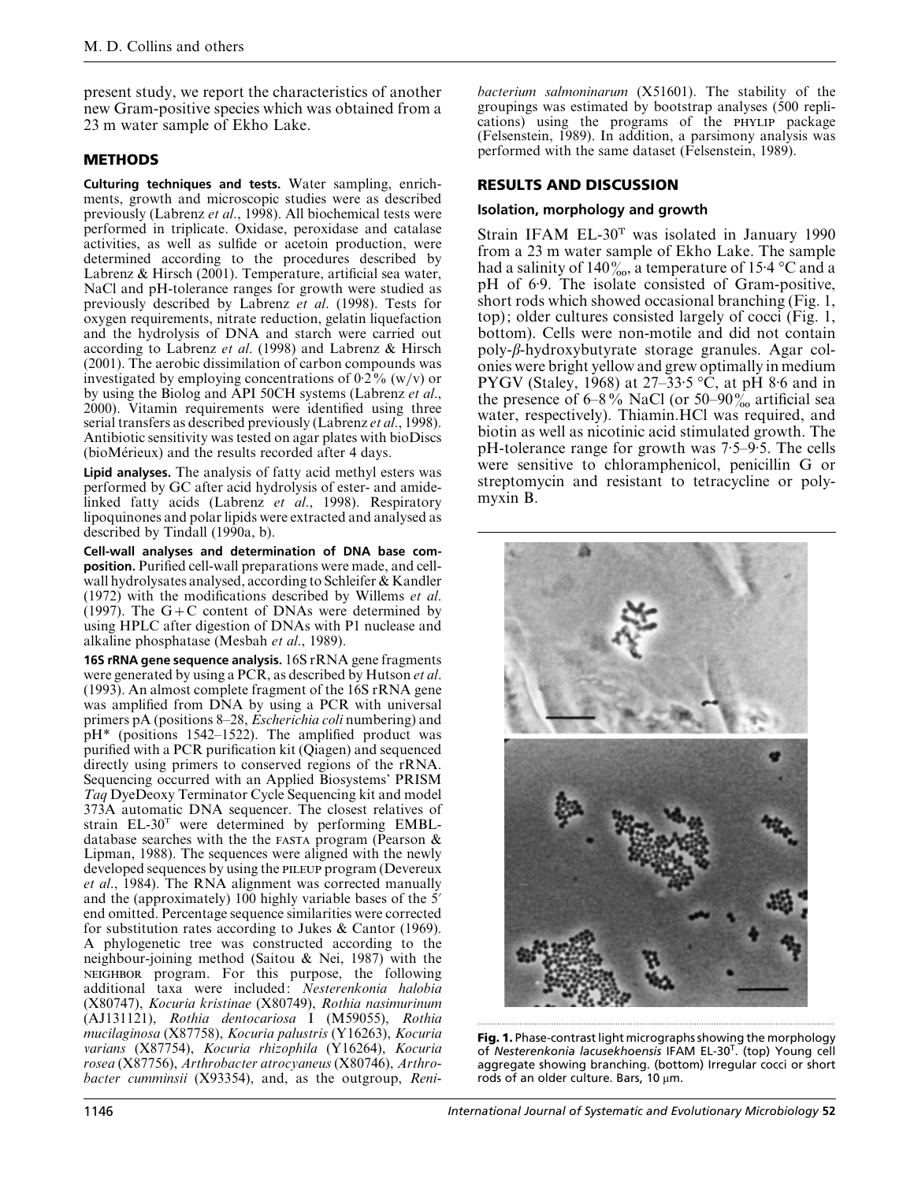present study, we report the characteristics of another new Gram-positive species which was obtained from a 23 m water sample of Ekho Lake.

## METHODS

**Culturing techniques and tests.** Water sampling, enrichments, growth and microscopic studies were as described previously (Labrenz *et al.*, 1998). All biochemical tests were performed in triplicate. Oxidase, peroxidase and catalase activities, as well as sulfide or acetoin production, were determined according to the procedures described by Labrenz & Hirsch (2001). Temperature, artificial sea water, NaCl and pH-tolerance ranges for growth were studied as previously described by Labrenz *et al.* (1998). Tests for oxygen requirements, nitrate reduction, gelatin liquefaction and the hydrolysis of DNA and starch were carried out according to Labrenz *et al.* (1998) and Labrenz & Hirsch (2001). The aerobic dissimilation of carbon compounds was investigated by employing concentrations of 0·2% (w/v) or by using the Biolog and API 50CH systems (Labrenz *et al.*, 2000). Vitamin requirements were identified using three serial transfers as described previously (Labrenz *et al.*, 1998). Antibiotic sensitivity was tested on agar plates with bioDiscs (bioMérieux) and the results recorded after 4 days.

**Lipid analyses.** The analysis of fatty acid methyl esters was performed by GC after acid hydrolysis of ester- and amide-linked fatty acids (Labrenz *et al.*, 1998). Respiratory lipoquinones and polar lipids were extracted and analysed as described by Tindall (1990a, b).

**Cell-wall analyses and determination of DNA base composition.** Purified cell-wall preparations were made, and cell-wall hydrolysates analysed, according to Schleifer & Kandler (1972) with the modifications described by Willems *et al.* (1997). The G+C content of DNAs were determined by using HPLC after digestion of DNAs with P1 nuclease and alkaline phosphatase (Mesbah *et al.*, 1989).

**16S rRNA gene sequence analysis.** 16S rRNA gene fragments were generated by using a PCR, as described by Hutson *et al.* (1993). An almost complete fragment of the 16S rRNA gene was amplified from DNA by using a PCR with universal primers pA (positions 8–28, *Escherichia coli* numbering) and pH* (positions 1542–1522). The amplified product was purified with a PCR purification kit (Qiagen) and sequenced directly using primers to conserved regions of the rRNA. Sequencing occurred with an Applied Biosystems' PRISM *Taq* DyeDeoxy Terminator Cycle Sequencing kit and model 373A automatic DNA sequencer. The closest relatives of strain EL-30$^T$ were determined by performing EMBL-database searches with the the FASTA program (Pearson & Lipman, 1988). The sequences were aligned with the newly developed sequences by using the PILEUP program (Devereux *et al.*, 1984). The RNA alignment was corrected manually and the (approximately) 100 highly variable bases of the 5′ end omitted. Percentage sequence similarities were corrected for substitution rates according to Jukes & Cantor (1969). A phylogenetic tree was constructed according to the neighbour-joining method (Saitou & Nei, 1987) with the NEIGHBOR program. For this purpose, the following additional taxa were included: *Nesterenkonia halobia* (X80747), *Kocuria kristinae* (X80749), *Rothia nasimurinum* (AJ131121), *Rothia dentocariosa* I (M59055), *Rothia mucilaginosa* (X87758), *Kocuria palustris* (Y16263), *Kocuria varians* (X87754), *Kocuria rhizophila* (Y16264), *Kocuria rosea* (X87756), *Arthrobacter atrocyaneus* (X80746), *Arthrobacter cumminsii* (X93354), and, as the outgroup, *Renibacterium salmoninarum* (X51601). The stability of the groupings was estimated by bootstrap analyses (500 replications) using the programs of the PHYLIP package (Felsenstein, 1989). In addition, a parsimony analysis was performed with the same dataset (Felsenstein, 1989).

## RESULTS AND DISCUSSION

### Isolation, morphology and growth

Strain IFAM EL-30$^T$ was isolated in January 1990 from a 23 m water sample of Ekho Lake. The sample had a salinity of 140‰, a temperature of 15·4 °C and a pH of 6·9. The isolate consisted of Gram-positive, short rods which showed occasional branching (Fig. 1, top); older cultures consisted largely of cocci (Fig. 1, bottom). Cells were non-motile and did not contain poly-β-hydroxybutyrate storage granules. Agar colonies were bright yellow and grew optimally in medium PYGV (Staley, 1968) at 27–33·5 °C, at pH 8·6 and in the presence of 6–8% NaCl (or 50–90‰ artificial sea water, respectively). Thiamin.HCl was required, and biotin as well as nicotinic acid stimulated growth. The pH-tolerance range for growth was 7·5–9·5. The cells were sensitive to chloramphenicol, penicillin G or streptomycin and resistant to tetracycline or polymyxin B.

**Fig. 1.** Phase-contrast light micrographs showing the morphology of *Nesterenkonia lacusekhoensis* IFAM EL-30$^T$. (top) Young cell aggregate showing branching. (bottom) Irregular cocci or short rods of an older culture. Bars, 10 μm.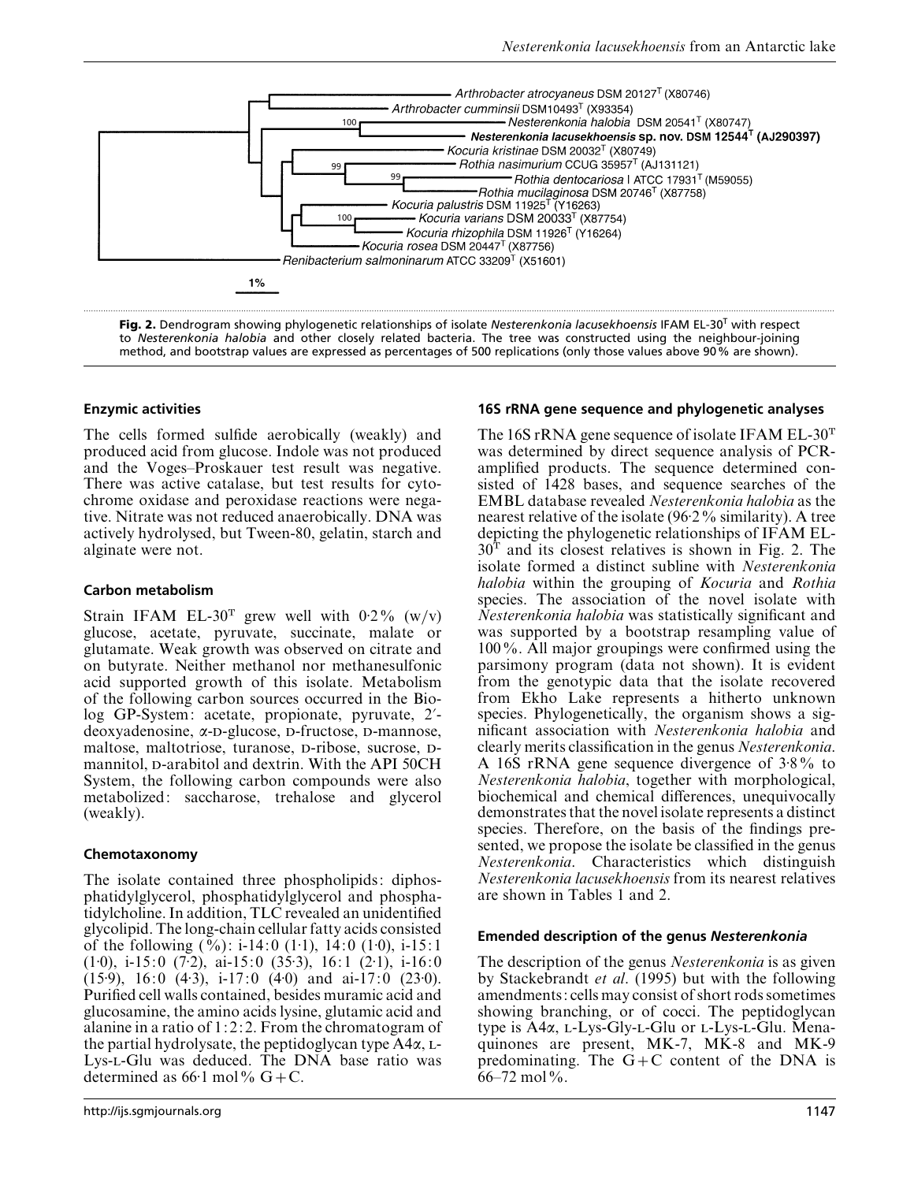**Fig. 2.** Dendrogram showing phylogenetic relationships of isolate *Nesterenkonia lacusekhoensis* IFAM EL-30$^T$ with respect to *Nesterenkonia halobia* and other closely related bacteria. The tree was constructed using the neighbour-joining method, and bootstrap values are expressed as percentages of 500 replications (only those values above 90% are shown).

### Enzymic activities

The cells formed sulfide aerobically (weakly) and produced acid from glucose. Indole was not produced and the Voges–Proskauer test result was negative. There was active catalase, but test results for cytochrome oxidase and peroxidase reactions were negative. Nitrate was not reduced anaerobically. DNA was actively hydrolysed, but Tween-80, gelatin, starch and alginate were not.

### Carbon metabolism

Strain IFAM EL-30$^T$ grew well with 0·2% (w/v) glucose, acetate, pyruvate, succinate, malate or glutamate. Weak growth was observed on citrate and on butyrate. Neither methanol nor methanesulfonic acid supported growth of this isolate. Metabolism of the following carbon sources occurred in the Biolog GP-System: acetate, propionate, pyruvate, 2′-deoxyadenosine, α-D-glucose, D-fructose, D-mannose, maltose, maltotriose, turanose, D-ribose, sucrose, D-mannitol, D-arabitol and dextrin. With the API 50CH System, the following carbon compounds were also metabolized: saccharose, trehalose and glycerol (weakly).

### Chemotaxonomy

The isolate contained three phospholipids: diphosphatidylglycerol, phosphatidylglycerol and phosphatidylcholine. In addition, TLC revealed an unidentified glycolipid. The long-chain cellular fatty acids consisted of the following (%): i-14:0 (1·1), 14:0 (1·0), i-15:1 (1·0), i-15:0 (7·2), ai-15:0 (35·3), 16:1 (2·1), i-16:0 (15·9), 16:0 (4·3), i-17:0 (4·0) and ai-17:0 (23·0). Purified cell walls contained, besides muramic acid and glucosamine, the amino acids lysine, glutamic acid and alanine in a ratio of 1:2:2. From the chromatogram of the partial hydrolysate, the peptidoglycan type A4α, L-Lys-L-Glu was deduced. The DNA base ratio was determined as 66·1 mol% G+C.

### 16S rRNA gene sequence and phylogenetic analyses

The 16S rRNA gene sequence of isolate IFAM EL-30$^T$ was determined by direct sequence analysis of PCR-amplified products. The sequence determined consisted of 1428 bases, and sequence searches of the EMBL database revealed *Nesterenkonia halobia* as the nearest relative of the isolate (96·2% similarity). A tree depicting the phylogenetic relationships of IFAM EL-30$^T$ and its closest relatives is shown in Fig. 2. The isolate formed a distinct subline with *Nesterenkonia halobia* within the grouping of *Kocuria* and *Rothia* species. The association of the novel isolate with *Nesterenkonia halobia* was statistically significant and was supported by a bootstrap resampling value of 100%. All major groupings were confirmed using the parsimony program (data not shown). It is evident from the genotypic data that the isolate recovered from Ekho Lake represents a hitherto unknown species. Phylogenetically, the organism shows a significant association with *Nesterenkonia halobia* and clearly merits classification in the genus *Nesterenkonia*. A 16S rRNA gene sequence divergence of 3·8% to *Nesterenkonia halobia*, together with morphological, biochemical and chemical differences, unequivocally demonstrates that the novel isolate represents a distinct species. Therefore, on the basis of the findings presented, we propose the isolate be classified in the genus *Nesterenkonia*. Characteristics which distinguish *Nesterenkonia lacusekhoensis* from its nearest relatives are shown in Tables 1 and 2.

### Emended description of the genus *Nesterenkonia*

The description of the genus *Nesterenkonia* is as given by Stackebrandt *et al*. (1995) but with the following amendments: cells may consist of short rods sometimes showing branching, or of cocci. The peptidoglycan type is A4α, L-Lys-Gly-L-Glu or L-Lys-L-Glu. Menaquinones are present, MK-7, MK-8 and MK-9 predominating. The G+C content of the DNA is 66–72 mol%.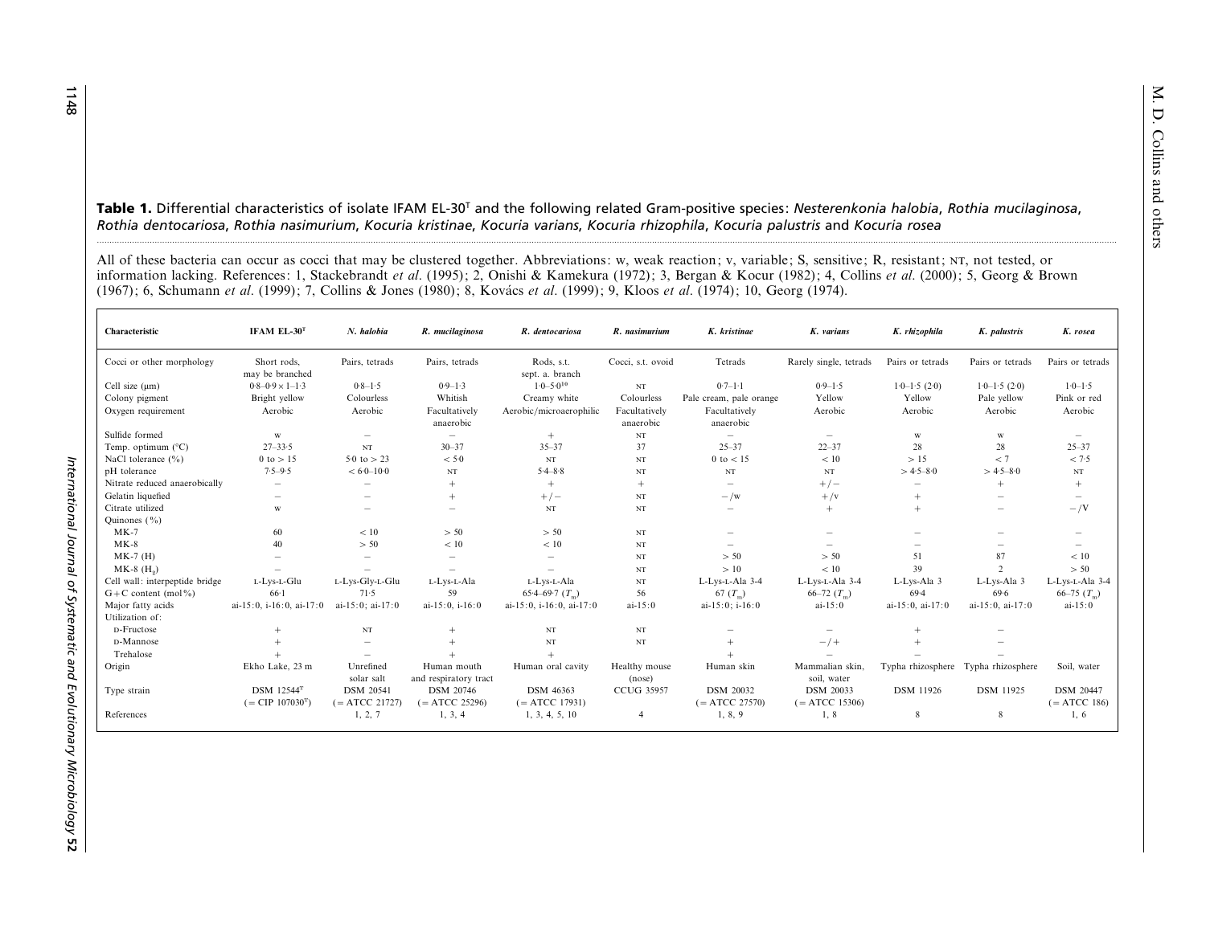**Table 1.** Differential characteristics of isolate IFAM EL-30[T] and the following related Gram-positive species: *Nesterenkonia halobia*, *Rothia mucilaginosa*, *Rothia dentocariosa*, *Rothia nasimurium*, *Kocuria kristinae*, *Kocuria varians*, *Kocuria rhizophila*, *Kocuria palustris* and *Kocuria rosea*

All of these bacteria can occur as cocci that may be clustered together. Abbreviations: w, weak reaction; v, variable; S, sensitive; R, resistant; NT, not tested, or information lacking. References: 1, Stackebrandt *et al.* (1995); 2, Onishi & Kamekura (1972); 3, Bergan & Kocur (1982); 4, Collins *et al.* (2000); 5, Georg & Brown (1967); 6, Schumann *et al.* (1999); 7, Collins & Jones (1980); 8, Kovács *et al.* (1999); 9, Kloos *et al.* (1974); 10, Georg (1974).

| Characteristic | IFAM EL-30[T] | *N. halobia* | *R. mucilaginosa* | *R. dentocariosa* | *R. nasimurium* | *K. kristinae* | *K. varians* | *K. rhizophila* | *K. palustris* | *K. rosea* |
|---|---|---|---|---|---|---|---|---|---|---|
| Cocci or other morphology | Short rods, may be branched | Pairs, tetrads | Pairs, tetrads | Rods, s.t. sept. a. branch | Cocci, s.t. ovoid | Tetrads | Rarely single, tetrads | Pairs or tetrads | Pairs or tetrads | Pairs or tetrads |
| Cell size (μm) | 0·8–0·9 × 1–1·3 | 0·8–1·5 | 0·9–1·3 | 1·0–5·0[10] | NT | 0·7–1·1 | 0·9–1·5 | 1·0–1·5 (2·0) | 1·0–1·5 (2·0) | 1·0–1·5 |
| Colony pigment | Bright yellow | Colourless | Whitish | Creamy white | Colourless | Pale cream, pale orange | Yellow | Yellow | Pale yellow | Pink or red |
| Oxygen requirement | Aerobic | Aerobic | Facultatively anaerobic | Aerobic/microaerophilic | Facultatively anaerobic | Facultatively anaerobic | Aerobic | Aerobic | Aerobic | Aerobic |
| Sulfide formed | w | – | – | + | NT | – | – | w | w | – |
| Temp. optimum (°C) | 27–33·5 | NT | 30–37 | 35–37 | 37 | 25–37 | 22–37 | 28 | 28 | 25–37 |
| NaCl tolerance (%) | 0 to > 15 | 5·0 to > 23 | < 5·0 | NT | NT | 0 to < 15 | < 10 | > 15 | < 7 | < 7·5 |
| pH tolerance | 7·5–9·5 | < 6·0–10·0 | NT | 5·4–8·8 | NT | NT | NT | > 4·5–8·0 | > 4·5–8·0 | NT |
| Nitrate reduced anaerobically | – | – | + | + | + | – | +/– | – | + | + |
| Gelatin liquefied | – | – | + | +/– | NT | –/w | +/v | + | – | – |
| Citrate utilized | w | – | – | NT | NT | – | + | + | – | –/V |
| Quinones (%) | | | | | | | | | | |
| MK-7 | 60 | < 10 | > 50 | > 50 | NT | – | – | – | – | – |
| MK-8 | 40 | > 50 | < 10 | < 10 | NT | – | – | – | – | – |
| MK-7 (H) | – | – | – | – | NT | > 50 | > 50 | 51 | 87 | < 10 |
| MK-8 ($H_2$) | – | – | – | – | NT | > 10 | < 10 | 39 | 2 | > 50 |
| Cell wall: interpeptide bridge | L-Lys-L-Glu | L-Lys-Gly-L-Glu | L-Lys-L-Ala | L-Lys-L-Ala | NT | L-Lys-L-Ala 3-4 | L-Lys-L-Ala 3-4 | L-Lys-Ala 3 | L-Lys-Ala 3 | L-Lys-L-Ala 3-4 |
| G+C content (mol%) | 66·1 | 71·5 | 59 | 65·4–69·7 ($T_m$) | 56 | 67 ($T_m$) | 66–72 ($T_m$) | 69·4 | 69·6 | 66–75 ($T_m$) |
| Major fatty acids | ai-15:0, i-16:0, ai-17:0 | ai-15:0; ai-17:0 | ai-15:0, i-16:0 | ai-15:0, i-16:0, ai-17:0 | ai-15:0 | ai-15:0; i-16:0 | ai-15:0 | ai-15:0, ai-17:0 | ai-15:0, ai-17:0 | ai-15:0 |
| Utilization of: | | | | | | | | | | |
| D-Fructose | + | NT | + | NT | NT | – | – | + | – | |
| D-Mannose | + | – | + | NT | NT | + | –/+ | + | – | |
| Trehalose | + | – | + | + | | + | – | – | – | |
| Origin | Ekho Lake, 23 m | Unrefined solar salt | Human mouth and respiratory tract | Human oral cavity | Healthy mouse (nose) | Human skin | Mammalian skin, soil, water | Typha rhizosphere | Typha rhizosphere | Soil, water |
| Type strain | DSM 12544[T] (= CIP 107030[T]) | DSM 20541 (= ATCC 21727) | DSM 20746 (= ATCC 25296) | DSM 46363 (= ATCC 17931) | CCUG 35957 | DSM 20032 (= ATCC 27570) | DSM 20033 (= ATCC 15306) | DSM 11926 | DSM 11925 | DSM 20447 (= ATCC 186) |
| References | 1, 2, 7 | 1, 3, 4 | 1, 3, 4, 5, 10 | 4 | 1, 8, 9 | 1, 8 | 8 | 8 | 1, 6 | |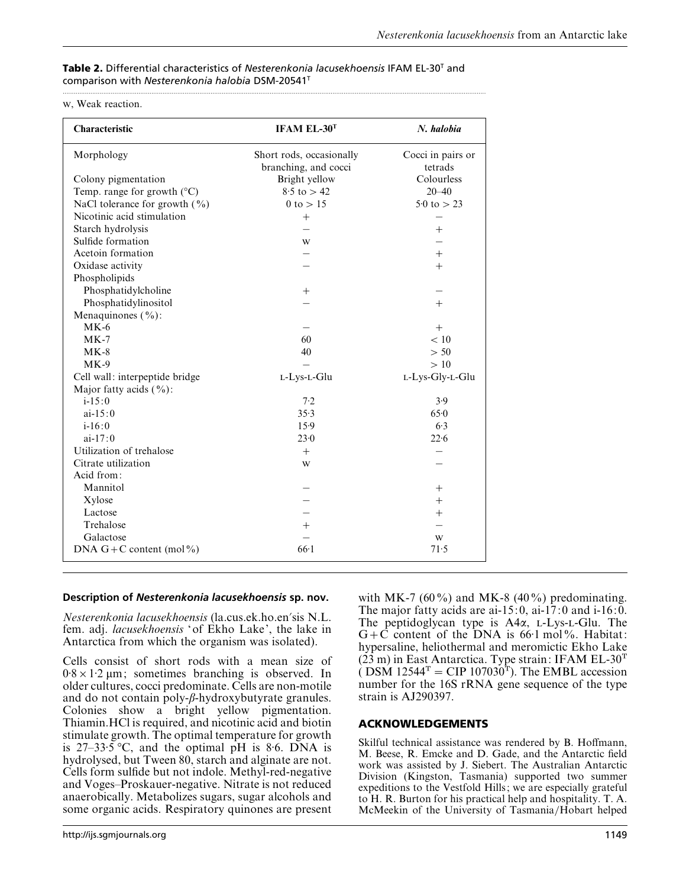**Table 2.** Differential characteristics of *Nesterenkonia lacusekhoensis* IFAM EL-30$^T$ and comparison with *Nesterenkonia halobia* DSM-20541$^T$

w, Weak reaction.

| Characteristic | IFAM EL-30$^T$ | *N. halobia* |
|---|---|---|
| Morphology | Short rods, occasionally branching, and cocci | Cocci in pairs or tetrads |
| Colony pigmentation | Bright yellow | Colourless |
| Temp. range for growth (°C) | 8·5 to > 42 | 20–40 |
| NaCl tolerance for growth (%) | 0 to > 15 | 5·0 to > 23 |
| Nicotinic acid stimulation | + | − |
| Starch hydrolysis | − | + |
| Sulfide formation | w | − |
| Acetoin formation | − | + |
| Oxidase activity | − | + |
| Phospholipids | | |
| Phosphatidylcholine | + | − |
| Phosphatidylinositol | − | + |
| Menaquinones (%): | | |
| MK-6 | − | + |
| MK-7 | 60 | < 10 |
| MK-8 | 40 | > 50 |
| MK-9 | − | > 10 |
| Cell wall: interpeptide bridge | L-Lys-L-Glu | L-Lys-Gly-L-Glu |
| Major fatty acids (%): | | |
| i-15:0 | 7·2 | 3·9 |
| ai-15:0 | 35·3 | 65·0 |
| i-16:0 | 15·9 | 6·3 |
| ai-17:0 | 23·0 | 22·6 |
| Utilization of trehalose | + | − |
| Citrate utilization | w | − |
| Acid from: | | |
| Mannitol | − | + |
| Xylose | − | + |
| Lactose | − | + |
| Trehalose | + | − |
| Galactose | − | w |
| DNA G+C content (mol%) | 66·1 | 71·5 |

## Description of *Nesterenkonia lacusekhoensis* sp. nov.

*Nesterenkonia lacusekhoensis* (la.cus.ek.ho.en′sis N.L. fem. adj. *lacusekhoensis* 'of Ekho Lake', the lake in Antarctica from which the organism was isolated).

Cells consist of short rods with a mean size of 0·8 × 1·2 μm; sometimes branching is observed. In older cultures, cocci predominate. Cells are non-motile and do not contain poly-β-hydroxybutyrate granules. Colonies show a bright yellow pigmentation. Thiamin.HCl is required, and nicotinic acid and biotin stimulate growth. The optimal temperature for growth is 27–33·5 °C, and the optimal pH is 8·6. DNA is hydrolysed, but Tween 80, starch and alginate are not. Cells form sulfide but not indole. Methyl-red-negative and Voges–Proskauer-negative. Nitrate is not reduced anaerobically. Metabolizes sugars, sugar alcohols and some organic acids. Respiratory quinones are present with MK-7 (60%) and MK-8 (40%) predominating. The major fatty acids are ai-15:0, ai-17:0 and i-16:0. The peptidoglycan type is A4α, L-Lys-L-Glu. The G+C content of the DNA is 66·1 mol%. Habitat: hypersaline, heliothermal and meromictic Ekho Lake (23 m) in East Antarctica. Type strain: IFAM EL-30$^T$ (DSM 12544$^T$ = CIP 107030$^T$). The EMBL accession number for the 16S rRNA gene sequence of the type strain is AJ290397.

## ACKNOWLEDGEMENTS

Skilful technical assistance was rendered by B. Hoffmann, M. Beese, R. Emcke and D. Gade, and the Antarctic field work was assisted by J. Siebert. The Australian Antarctic Division (Kingston, Tasmania) supported two summer expeditions to the Vestfold Hills; we are especially grateful to H. R. Burton for his practical help and hospitality. T. A. McMeekin of the University of Tasmania/Hobart helped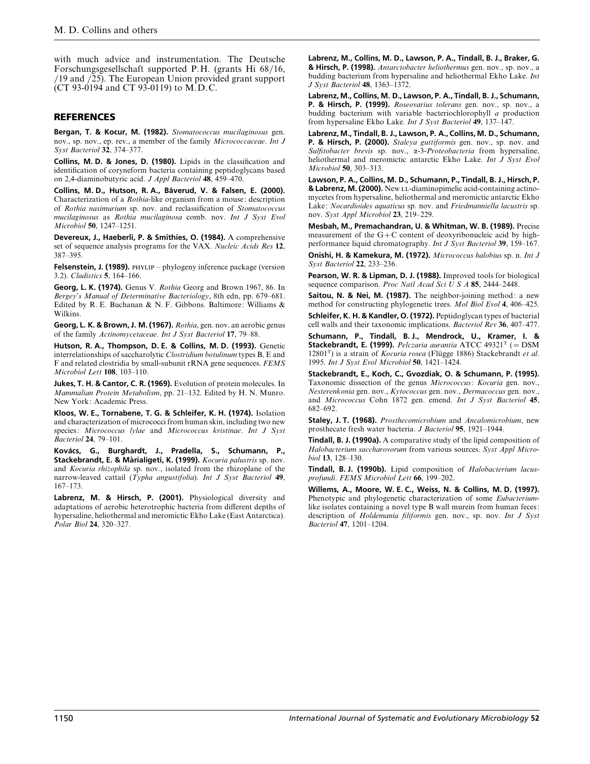with much advice and instrumentation. The Deutsche Forschungsgesellschaft supported P.H. (grants Hi 68/16, /19 and /25). The European Union provided grant support (CT 93-0194 and CT 93-0119) to M.D.C.

## REFERENCES

**Bergan, T. & Kocur, M. (1982).** *Stomatococcus mucilaginosus* gen. nov., sp. nov., ep. rev., a member of the family *Micrococcaceae*. *Int J Syst Bacteriol* **32**, 374–377.

**Collins, M. D. & Jones, D. (1980).** Lipids in the classification and identification of coryneform bacteria containing peptidoglycans based on 2,4-diaminobutyric acid. *J Appl Bacteriol* **48**, 459–470.

**Collins, M. D., Hutson, R. A., Båverud, V. & Falsen, E. (2000).** Characterization of a *Rothia*-like organism from a mouse: description of *Rothia nasimurium* sp. nov. and reclassification of *Stomatococcus mucilaginosus* as *Rothia mucilaginosa* comb. nov. *Int J Syst Evol Microbiol* **50**, 1247–1251.

**Devereux, J., Haeberli, P. & Smithies, O. (1984).** A comprehensive set of sequence analysis programs for the VAX. *Nucleic Acids Res* **12**, 387–395.

**Felsenstein, J. (1989).** PHYLIP – phylogeny inference package (version 3.2). *Cladistics* **5**, 164–166.

**Georg, L. K. (1974).** Genus V. *Rothia* Georg and Brown 1967, 86. In *Bergey's Manual of Determinative Bacteriology*, 8th edn, pp. 679–681. Edited by R. E. Buchanan & N. F. Gibbons. Baltimore: Williams & Wilkins.

**Georg, L. K. & Brown, J. M. (1967).** *Rothia*, gen. nov. an aerobic genus of the family *Actinomycetaceae*. *Int J Syst Bacteriol* **17**, 79–88.

**Hutson, R. A., Thompson, D. E. & Collins, M. D. (1993).** Genetic interrelationships of saccharolytic *Clostridium botulinum* types B, E and F and related clostridia by small-subunit rRNA gene sequences. *FEMS Microbiol Lett* **108**, 103–110.

**Jukes, T. H. & Cantor, C. R. (1969).** Evolution of protein molecules. In *Mammalian Protein Metabolism*, pp. 21–132. Edited by H. N. Munro. New York: Academic Press.

**Kloos, W. E., Tornabene, T. G. & Schleifer, K. H. (1974).** Isolation and characterization of micrococci from human skin, including two new species: *Micrococcus lylae* and *Micrococcus kristinae*. *Int J Syst Bacteriol* **24**, 79–101.

**Kovács, G., Burghardt, J., Pradella, S., Schumann, P., Stackebrandt, E. & Màrialigeti, K. (1999).** *Kocuria palustris* sp. nov. and *Kocuria rhizophila* sp. nov., isolated from the rhizoplane of the narrow-leaved cattail (*Typha angustifolia*). *Int J Syst Bacteriol* **49**, 167–173.

**Labrenz, M. & Hirsch, P. (2001).** Physiological diversity and adaptations of aerobic heterotrophic bacteria from different depths of hypersaline, heliothermal and meromictic Ekho Lake (East Antarctica). *Polar Biol* **24**, 320–327.

**Labrenz, M., Collins, M. D., Lawson, P. A., Tindall, B. J., Braker, G. & Hirsch, P. (1998).** *Antarctobacter heliothermus* gen. nov., sp. nov., a budding bacterium from hypersaline and heliothermal Ekho Lake. *Int J Syst Bacteriol* **48**, 1363–1372.

**Labrenz, M., Collins, M. D., Lawson, P. A., Tindall, B. J., Schumann, P. & Hirsch, P. (1999).** *Roseovarius tolerans* gen. nov., sp. nov., a budding bacterium with variable bacteriochlorophyll *a* production from hypersaline Ekho Lake. *Int J Syst Bacteriol* **49**, 137–147.

**Labrenz, M., Tindall, B. J., Lawson, P. A., Collins, M. D., Schumann, P. & Hirsch, P. (2000).** *Staleya guttiformis* gen. nov., sp. nov. and *Sulfitobacter brevis* sp. nov., α-3-*Proteobacteria* from hypersaline, heliothermal and meromictic antarctic Ekho Lake. *Int J Syst Evol Microbiol* **50**, 303–313.

**Lawson, P. A., Collins, M. D., Schumann, P., Tindall, B. J., Hirsch, P. & Labrenz, M. (2000).** New LL-diaminopimelic acid-containing actinomycetes from hypersaline, heliothermal and meromictic antarctic Ekho Lake: *Nocardioides aquaticus* sp. nov. and *Friedmanniella lacustris* sp. nov. *Syst Appl Microbiol* **23**, 219–229.

**Mesbah, M., Premachandran, U. & Whitman, W. B. (1989).** Precise measurement of the G+C content of deoxyribonucleic acid by high-performance liquid chromatography. *Int J Syst Bacteriol* **39**, 159–167.

**Onishi, H. & Kamekura, M. (1972).** *Micrococcus halobius* sp. n. *Int J Syst Bacteriol* **22**, 233–236.

**Pearson, W. R. & Lipman, D. J. (1988).** Improved tools for biological sequence comparison. *Proc Natl Acad Sci U S A* **85**, 2444–2448.

**Saitou, N. & Nei, M. (1987).** The neighbor-joining method: a new method for constructing phylogenetic trees. *Mol Biol Evol* **4**, 406–425.

**Schleifer, K. H. & Kandler, O. (1972).** Peptidoglycan types of bacterial cell walls and their taxonomic implications. *Bacteriol Rev* **36**, 407–477.

**Schumann, P., Tindall, B. J., Mendrock, U., Kramer, I. & Stackebrandt, E. (1999).** *Pelczaria aurantia* ATCC 49321$^{T}$ (= DSM 12801$^{T}$) is a strain of *Kocuria rosea* (Flügge 1886) Stackebrandt *et al.* 1995. *Int J Syst Evol Microbiol* **50**, 1421–1424.

**Stackebrandt, E., Koch, C., Gvozdiak, O. & Schumann, P. (1995).** Taxonomic dissection of the genus *Micrococcus*: *Kocuria* gen. nov., *Nesterenkonia* gen. nov., *Kytococcus* gen. nov., *Dermacoccus* gen. nov., and *Micrococcus* Cohn 1872 gen. emend. *Int J Syst Bacteriol* **45**, 682–692.

**Staley, J. T. (1968).** *Prosthecomicrobium* and *Ancalomicrobium*, new prosthecate fresh water bacteria. *J Bacteriol* **95**, 1921–1944.

**Tindall, B. J. (1990a).** A comparative study of the lipid composition of *Halobacterium saccharovorum* from various sources. *Syst Appl Microbiol* **13**, 128–130.

**Tindall, B. J. (1990b).** Lipid composition of *Halobacterium lacusprofundi*. *FEMS Microbiol Lett* **66**, 199–202.

**Willems, A., Moore, W. E. C., Weiss, N. & Collins, M. D. (1997).** Phenotypic and phylogenetic characterization of some *Eubacterium*-like isolates containing a novel type B wall murein from human feces: description of *Holdemania filiformis* gen. nov., sp. nov. *Int J Syst Bacteriol* **47**, 1201–1204.